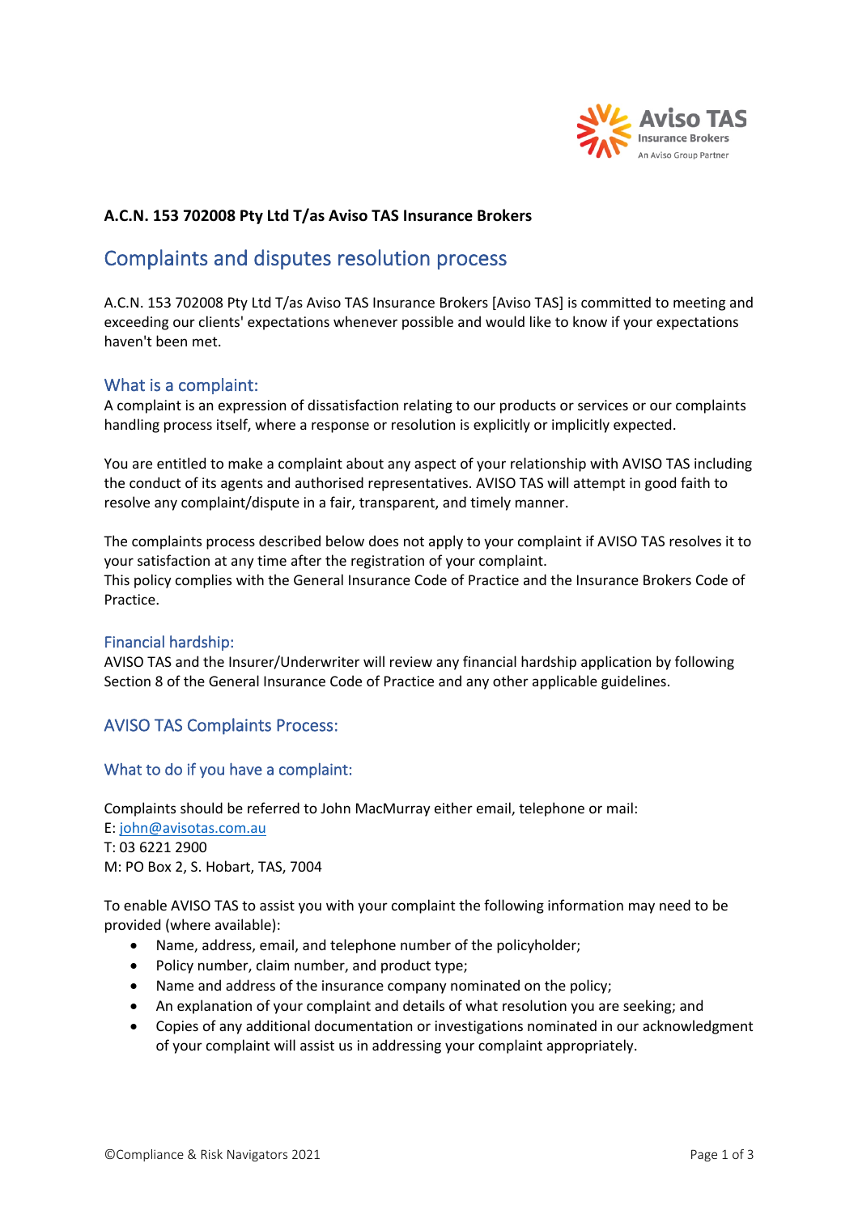**A.C.N. 153 702008 Pty Ltd T/as Aviso TAS Insurance Brokers**

# Complaints and disputes resolution process

A.C.N. 153 702008 Pty Ltd T/as Aviso TAS Insurance Brokers [Aviso TAS] is committed to meeting and exceeding our clients' expectations whenever possible and would like to know if your expectations haven't been met.

## What is a complaint:

A complaint is an expression of dissatisfaction relating to our products or services or our complaints handling process itself, where a response or resolution is explicitly or implicitly expected.

You are entitled to make a complaint about any aspect of your relationship with AVISO TAS including the conduct of its agents and authorised representatives. AVISO TAS will attempt in good faith to resolve any complaint/dispute in a fair, transparent, and timely manner.

The complaints process described below does not apply to your complaint if AVISO TAS resolves it to your satisfaction at any time after the registration of your complaint.
This policy complies with the General Insurance Code of Practice and the Insurance Brokers Code of Practice.

## Financial hardship:

AVISO TAS and the Insurer/Underwriter will review any financial hardship application by following Section 8 of the General Insurance Code of Practice and any other applicable guidelines.

## AVISO TAS Complaints Process:

### What to do if you have a complaint:

Complaints should be referred to John MacMurray either email, telephone or mail:
E: john@avisotas.com.au
T: 03 6221 2900
M: PO Box 2, S. Hobart, TAS, 7004

To enable AVISO TAS to assist you with your complaint the following information may need to be provided (where available):

- Name, address, email, and telephone number of the policyholder;
- Policy number, claim number, and product type;
- Name and address of the insurance company nominated on the policy;
- An explanation of your complaint and details of what resolution you are seeking; and
- Copies of any additional documentation or investigations nominated in our acknowledgment of your complaint will assist us in addressing your complaint appropriately.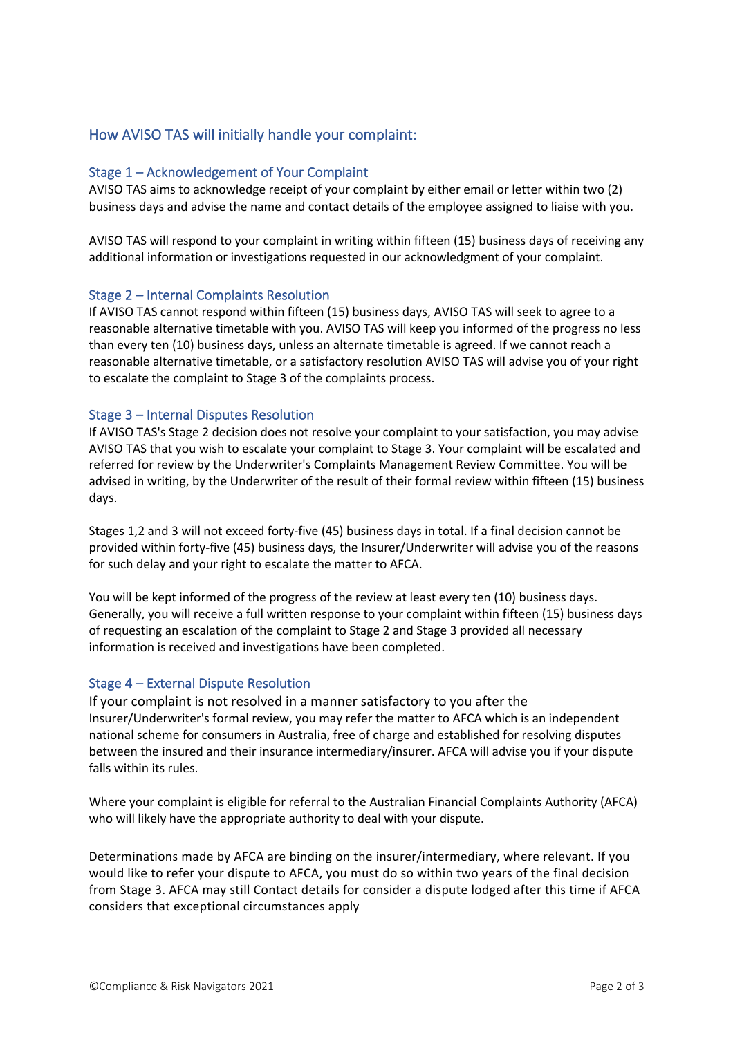## How AVISO TAS will initially handle your complaint:

### Stage 1 – Acknowledgement of Your Complaint

AVISO TAS aims to acknowledge receipt of your complaint by either email or letter within two (2) business days and advise the name and contact details of the employee assigned to liaise with you.

AVISO TAS will respond to your complaint in writing within fifteen (15) business days of receiving any additional information or investigations requested in our acknowledgment of your complaint.

### Stage 2 – Internal Complaints Resolution

If AVISO TAS cannot respond within fifteen (15) business days, AVISO TAS will seek to agree to a reasonable alternative timetable with you. AVISO TAS will keep you informed of the progress no less than every ten (10) business days, unless an alternate timetable is agreed. If we cannot reach a reasonable alternative timetable, or a satisfactory resolution AVISO TAS will advise you of your right to escalate the complaint to Stage 3 of the complaints process.

### Stage 3 – Internal Disputes Resolution

If AVISO TAS's Stage 2 decision does not resolve your complaint to your satisfaction, you may advise AVISO TAS that you wish to escalate your complaint to Stage 3. Your complaint will be escalated and referred for review by the Underwriter's Complaints Management Review Committee. You will be advised in writing, by the Underwriter of the result of their formal review within fifteen (15) business days.

Stages 1,2 and 3 will not exceed forty-five (45) business days in total. If a final decision cannot be provided within forty-five (45) business days, the Insurer/Underwriter will advise you of the reasons for such delay and your right to escalate the matter to AFCA.

You will be kept informed of the progress of the review at least every ten (10) business days. Generally, you will receive a full written response to your complaint within fifteen (15) business days of requesting an escalation of the complaint to Stage 2 and Stage 3 provided all necessary information is received and investigations have been completed.

### Stage 4 – External Dispute Resolution

If your complaint is not resolved in a manner satisfactory to you after the Insurer/Underwriter's formal review, you may refer the matter to AFCA which is an independent national scheme for consumers in Australia, free of charge and established for resolving disputes between the insured and their insurance intermediary/insurer. AFCA will advise you if your dispute falls within its rules.

Where your complaint is eligible for referral to the Australian Financial Complaints Authority (AFCA) who will likely have the appropriate authority to deal with your dispute.

Determinations made by AFCA are binding on the insurer/intermediary, where relevant. If you would like to refer your dispute to AFCA, you must do so within two years of the final decision from Stage 3. AFCA may still Contact details for consider a dispute lodged after this time if AFCA considers that exceptional circumstances apply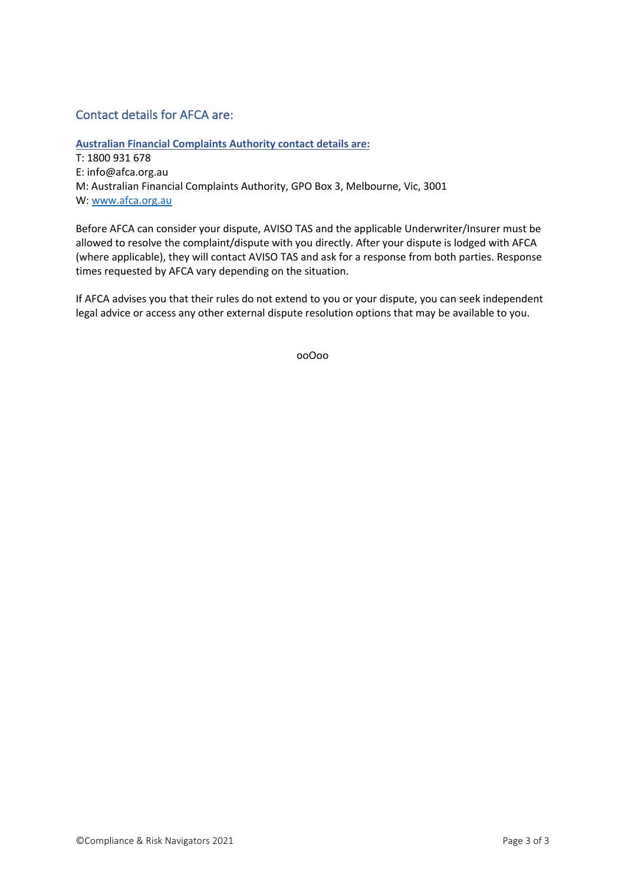## Contact details for AFCA are:

**Australian Financial Complaints Authority contact details are:**
T: 1800 931 678
E: info@afca.org.au
M: Australian Financial Complaints Authority, GPO Box 3, Melbourne, Vic, 3001
W: www.afca.org.au

Before AFCA can consider your dispute, AVISO TAS and the applicable Underwriter/Insurer must be allowed to resolve the complaint/dispute with you directly. After your dispute is lodged with AFCA (where applicable), they will contact AVISO TAS and ask for a response from both parties. Response times requested by AFCA vary depending on the situation.

If AFCA advises you that their rules do not extend to you or your dispute, you can seek independent legal advice or access any other external dispute resolution options that may be available to you.

ooOoo

©Compliance & Risk Navigators 2021